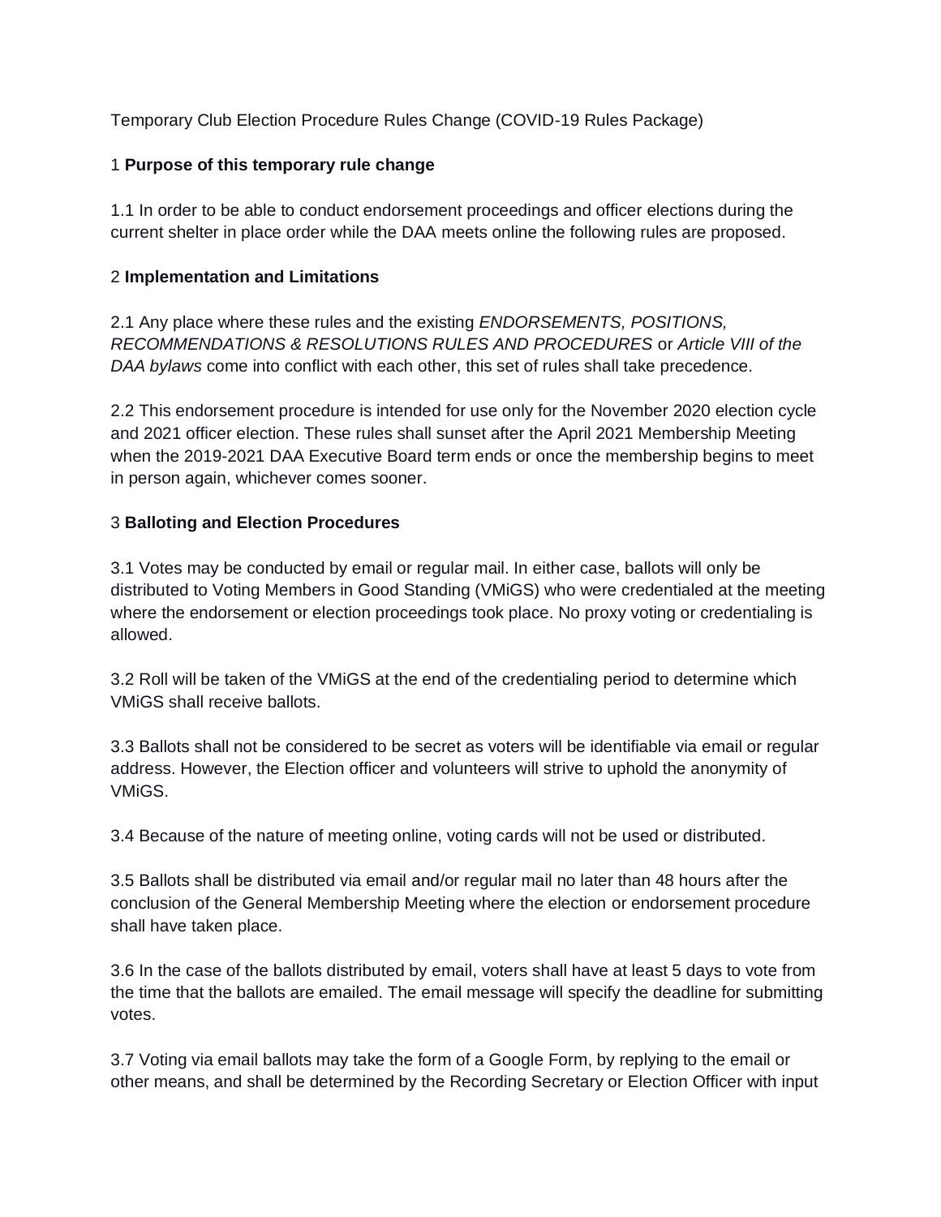Temporary Club Election Procedure Rules Change (COVID-19 Rules Package)

## 1 **Purpose of this temporary rule change**

1.1 In order to be able to conduct endorsement proceedings and officer elections during the current shelter in place order while the DAA meets online the following rules are proposed.

## 2 **Implementation and Limitations**

2.1 Any place where these rules and the existing *ENDORSEMENTS, POSITIONS, RECOMMENDATIONS & RESOLUTIONS RULES AND PROCEDURES* or *Article VIII of the DAA bylaws* come into conflict with each other, this set of rules shall take precedence.

2.2 This endorsement procedure is intended for use only for the November 2020 election cycle and 2021 officer election. These rules shall sunset after the April 2021 Membership Meeting when the 2019-2021 DAA Executive Board term ends or once the membership begins to meet in person again, whichever comes sooner.

## 3 **Balloting and Election Procedures**

3.1 Votes may be conducted by email or regular mail. In either case, ballots will only be distributed to Voting Members in Good Standing (VMiGS) who were credentialed at the meeting where the endorsement or election proceedings took place. No proxy voting or credentialing is allowed.

3.2 Roll will be taken of the VMiGS at the end of the credentialing period to determine which VMiGS shall receive ballots.

3.3 Ballots shall not be considered to be secret as voters will be identifiable via email or regular address. However, the Election officer and volunteers will strive to uphold the anonymity of VMiGS.

3.4 Because of the nature of meeting online, voting cards will not be used or distributed.

3.5 Ballots shall be distributed via email and/or regular mail no later than 48 hours after the conclusion of the General Membership Meeting where the election or endorsement procedure shall have taken place.

3.6 In the case of the ballots distributed by email, voters shall have at least 5 days to vote from the time that the ballots are emailed. The email message will specify the deadline for submitting votes.

3.7 Voting via email ballots may take the form of a Google Form, by replying to the email or other means, and shall be determined by the Recording Secretary or Election Officer with input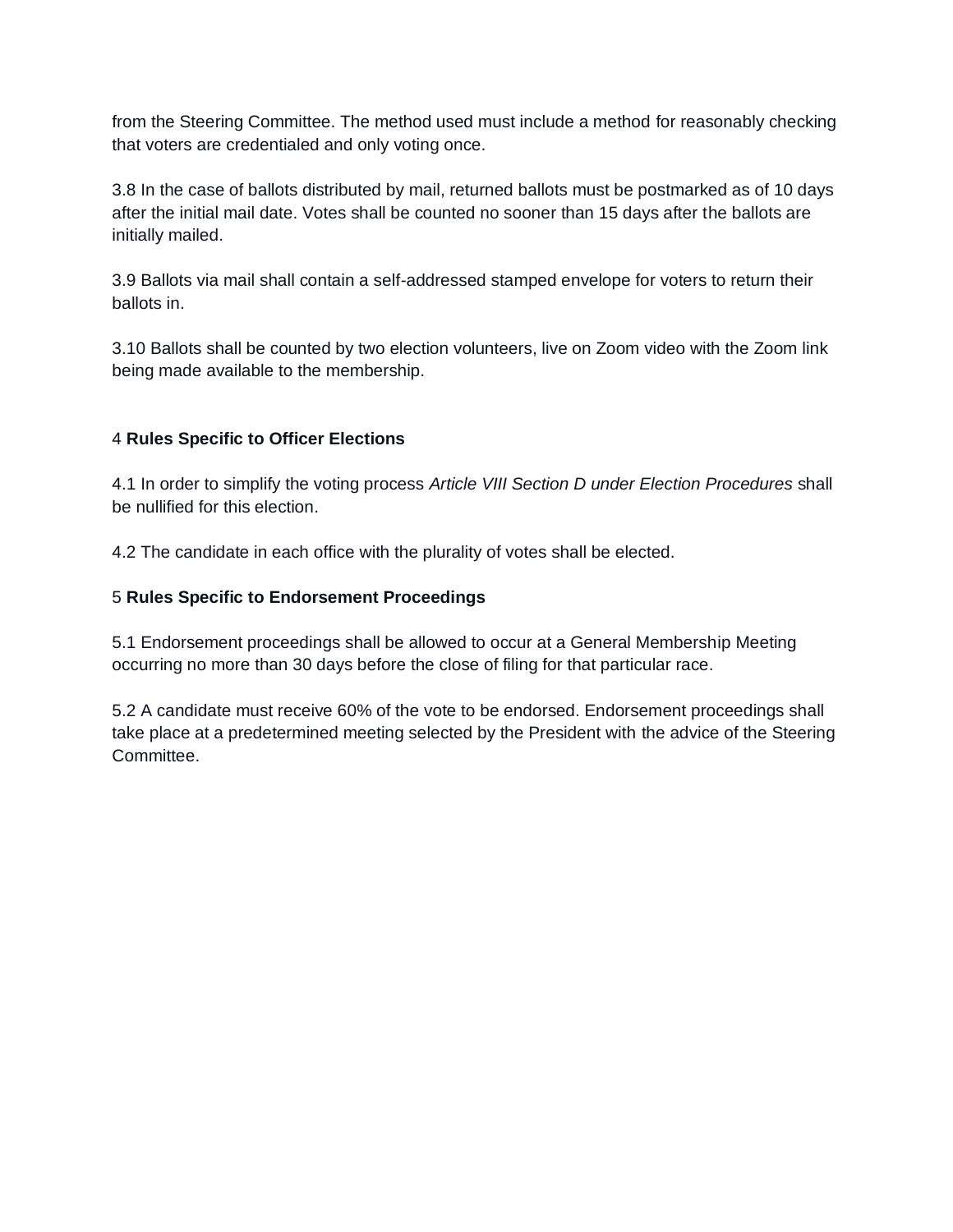from the Steering Committee. The method used must include a method for reasonably checking that voters are credentialed and only voting once.

3.8 In the case of ballots distributed by mail, returned ballots must be postmarked as of 10 days after the initial mail date. Votes shall be counted no sooner than 15 days after the ballots are initially mailed.

3.9 Ballots via mail shall contain a self-addressed stamped envelope for voters to return their ballots in.

3.10 Ballots shall be counted by two election volunteers, live on Zoom video with the Zoom link being made available to the membership.

## 4 **Rules Specific to Officer Elections**

4.1 In order to simplify the voting process *Article VIII Section D under Election Procedures* shall be nullified for this election.

4.2 The candidate in each office with the plurality of votes shall be elected.

## 5 **Rules Specific to Endorsement Proceedings**

5.1 Endorsement proceedings shall be allowed to occur at a General Membership Meeting occurring no more than 30 days before the close of filing for that particular race.

5.2 A candidate must receive 60% of the vote to be endorsed. Endorsement proceedings shall take place at a predetermined meeting selected by the President with the advice of the Steering Committee.